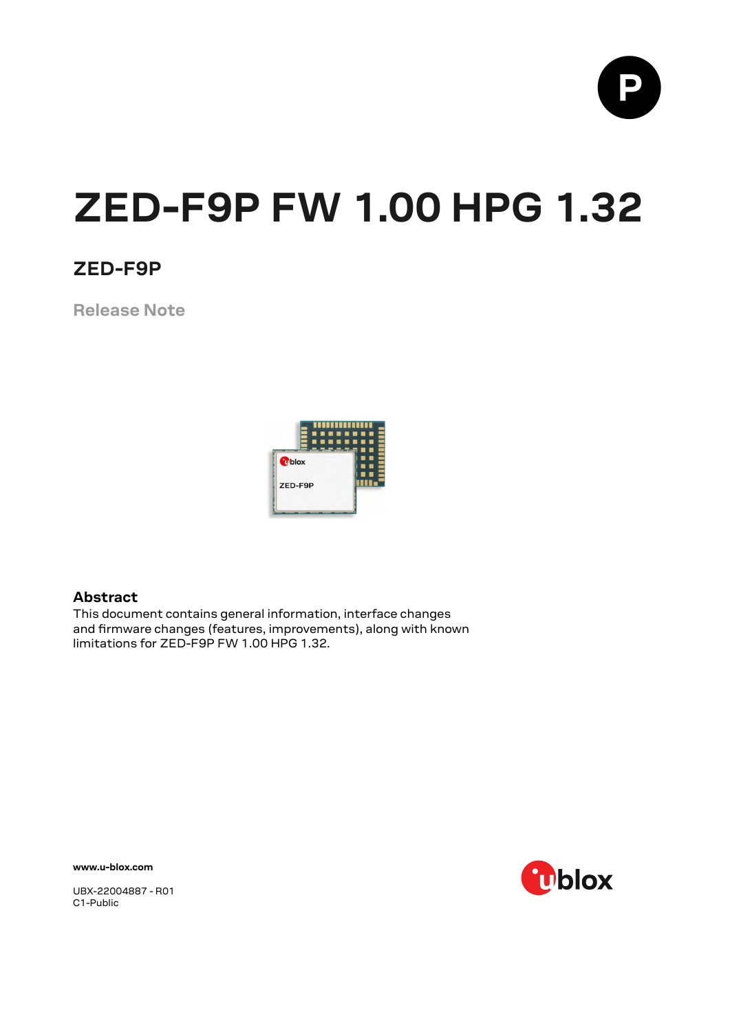# ZED-F9P FW 1.00 HPG 1.32

## ZED-F9P

Release Note

### Abstract

This document contains general information, interface changes and firmware changes (features, improvements), along with known limitations for ZED-F9P FW 1.00 HPG 1.32.

**www.u-blox.com**

UBX-22004887 - R01
C1-Public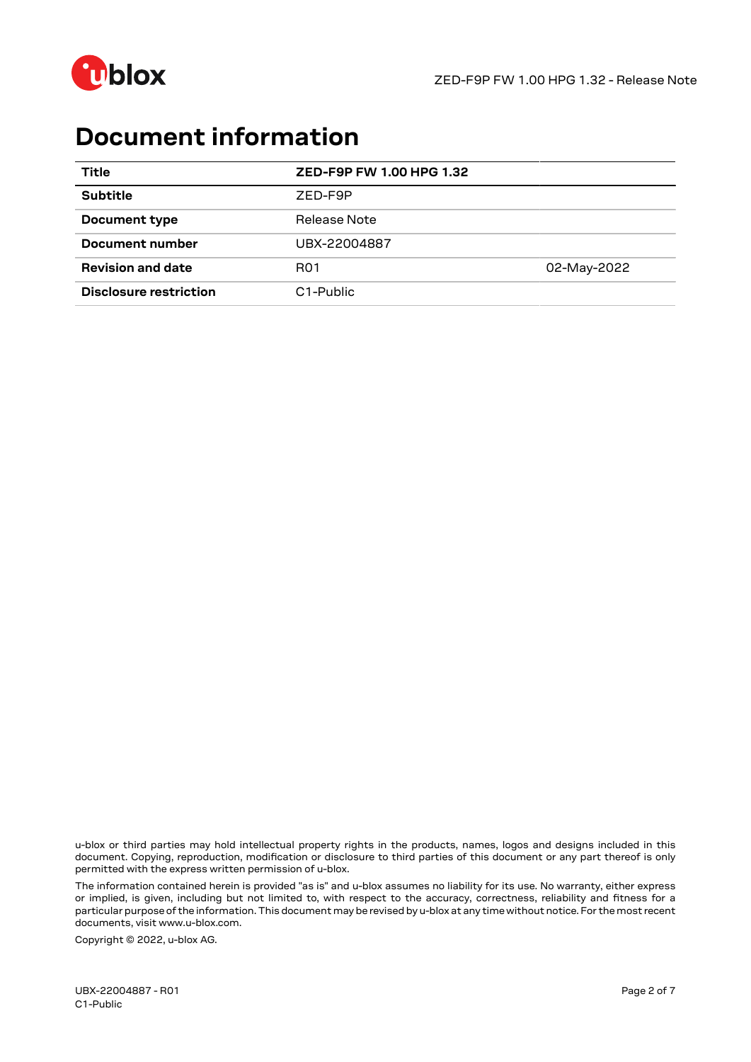# Document information

| Title | ZED-F9P FW 1.00 HPG 1.32 | |
|---|---|---|
| Subtitle | ZED-F9P | |
| Document type | Release Note | |
| Document number | UBX-22004887 | |
| Revision and date | R01 | 02-May-2022 |
| Disclosure restriction | C1-Public | |

u-blox or third parties may hold intellectual property rights in the products, names, logos and designs included in this document. Copying, reproduction, modification or disclosure to third parties of this document or any part thereof is only permitted with the express written permission of u-blox.

The information contained herein is provided "as is" and u-blox assumes no liability for its use. No warranty, either express or implied, is given, including but not limited to, with respect to the accuracy, correctness, reliability and fitness for a particular purpose of the information. This document may be revised by u-blox at any time without notice. For the most recent documents, visit www.u-blox.com.

Copyright © 2022, u-blox AG.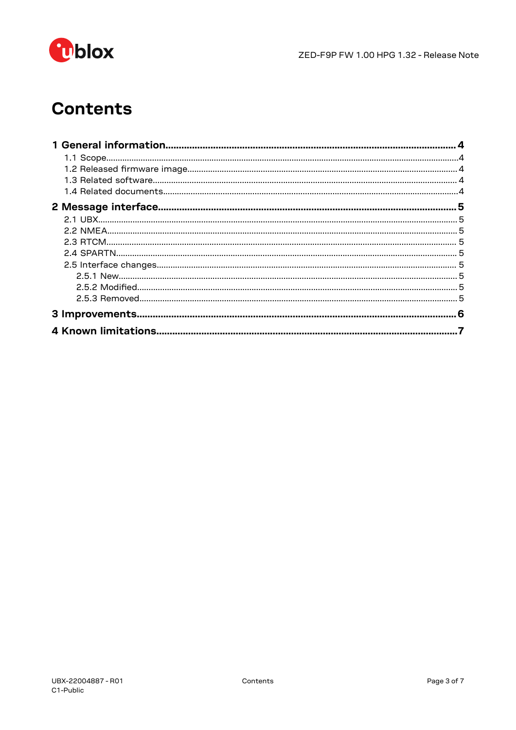# Contents

**1 General information....................................................................................................... 4**

1.1 Scope.......................................................................................................................... 4

1.2 Released firmware image................................................................................................ 4

1.3 Related software............................................................................................................ 4

1.4 Related documents......................................................................................................... 4

**2 Message interface........................................................................................................... 5**

2.1 UBX............................................................................................................................. 5

2.2 NMEA........................................................................................................................... 5

2.3 RTCM........................................................................................................................... 5

2.4 SPARTN........................................................................................................................ 5

2.5 Interface changes........................................................................................................... 5

2.5.1 New........................................................................................................................ 5

2.5.2 Modified.................................................................................................................. 5

2.5.3 Removed................................................................................................................. 5

**3 Improvements................................................................................................................ 6**

**4 Known limitations........................................................................................................... 7**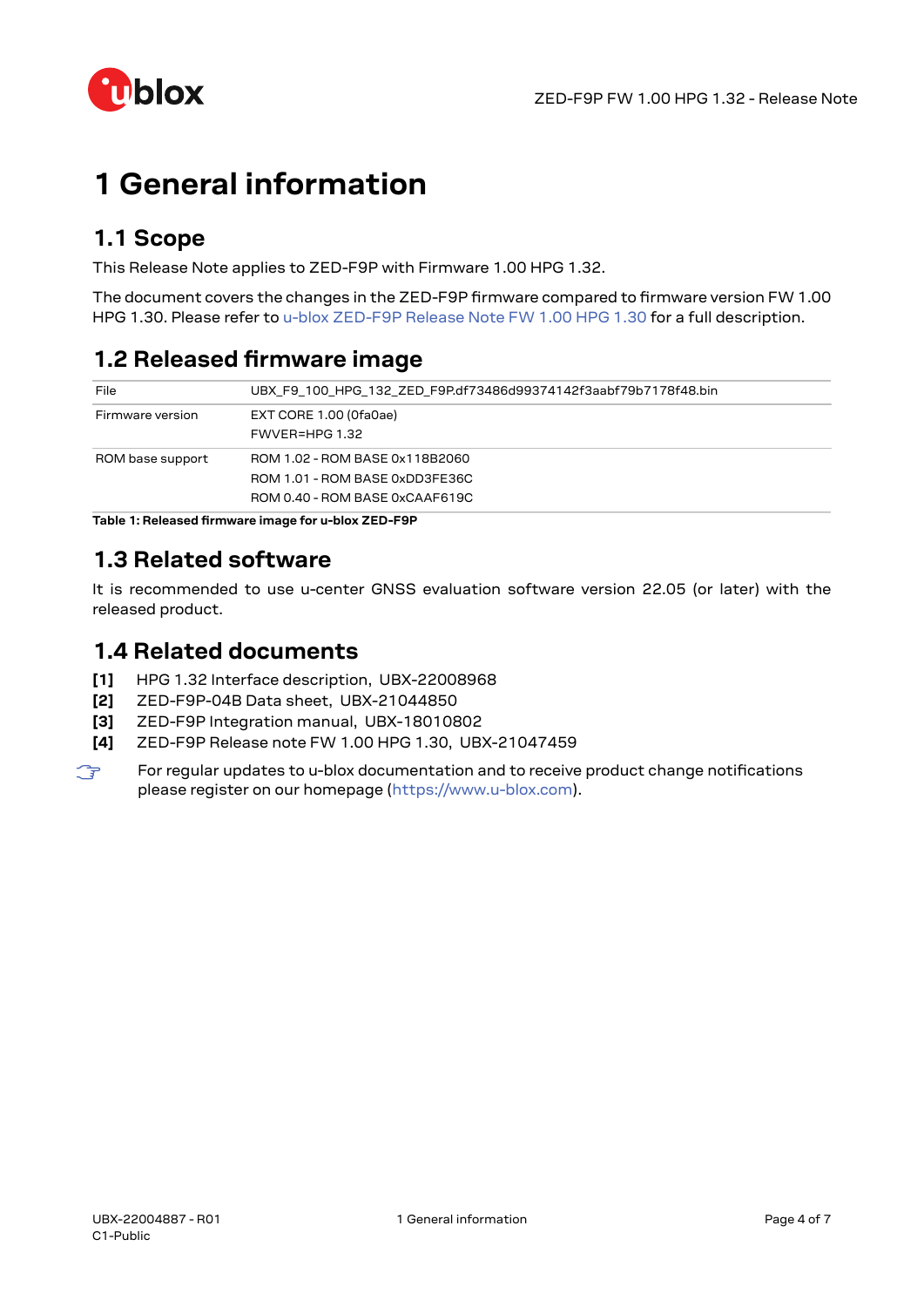# 1 General information

## 1.1 Scope

This Release Note applies to ZED-F9P with Firmware 1.00 HPG 1.32.

The document covers the changes in the ZED-F9P firmware compared to firmware version FW 1.00 HPG 1.30. Please refer to u-blox ZED-F9P Release Note FW 1.00 HPG 1.30 for a full description.

## 1.2 Released firmware image

| File | UBX_F9_100_HPG_132_ZED_F9P.df73486d99374142f3aabf79b7178f48.bin |
|---|---|
| Firmware version | EXT CORE 1.00 (0fa0ae)<br>FWVER=HPG 1.32 |
| ROM base support | ROM 1.02 - ROM BASE 0x118B2060<br>ROM 1.01 - ROM BASE 0xDD3FE36C<br>ROM 0.40 - ROM BASE 0xCAAF619C |

**Table 1: Released firmware image for u-blox ZED-F9P**

## 1.3 Related software

It is recommended to use u-center GNSS evaluation software version 22.05 (or later) with the released product.

## 1.4 Related documents

**[1]** HPG 1.32 Interface description, UBX-22008968
**[2]** ZED-F9P-04B Data sheet, UBX-21044850
**[3]** ZED-F9P Integration manual, UBX-18010802
**[4]** ZED-F9P Release note FW 1.00 HPG 1.30, UBX-21047459

☞ For regular updates to u-blox documentation and to receive product change notifications please register on our homepage (https://www.u-blox.com).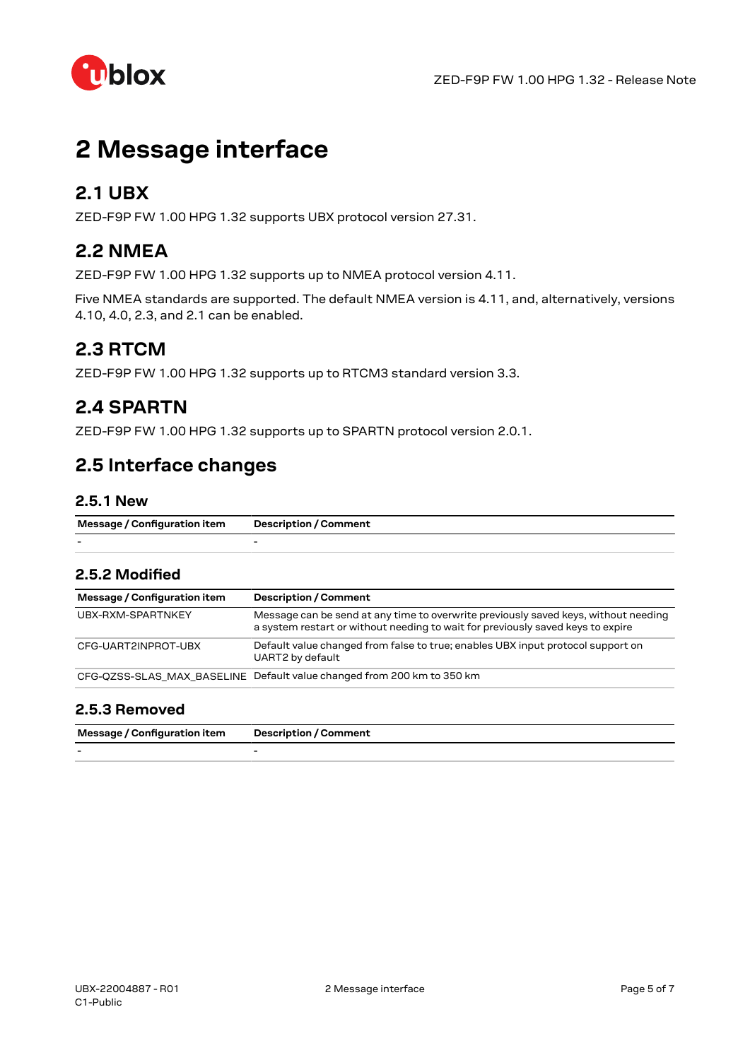# 2 Message interface

## 2.1 UBX

ZED-F9P FW 1.00 HPG 1.32 supports UBX protocol version 27.31.

## 2.2 NMEA

ZED-F9P FW 1.00 HPG 1.32 supports up to NMEA protocol version 4.11.

Five NMEA standards are supported. The default NMEA version is 4.11, and, alternatively, versions 4.10, 4.0, 2.3, and 2.1 can be enabled.

## 2.3 RTCM

ZED-F9P FW 1.00 HPG 1.32 supports up to RTCM3 standard version 3.3.

## 2.4 SPARTN

ZED-F9P FW 1.00 HPG 1.32 supports up to SPARTN protocol version 2.0.1.

## 2.5 Interface changes

### 2.5.1 New

| Message / Configuration item | Description / Comment |
|---|---|
| - | - |

### 2.5.2 Modified

| Message / Configuration item | Description / Comment |
|---|---|
| UBX-RXM-SPARTNKEY | Message can be send at any time to overwrite previously saved keys, without needing a system restart or without needing to wait for previously saved keys to expire |
| CFG-UART2INPROT-UBX | Default value changed from false to true; enables UBX input protocol support on UART2 by default |
| CFG-QZSS-SLAS_MAX_BASELINE | Default value changed from 200 km to 350 km |

### 2.5.3 Removed

| Message / Configuration item | Description / Comment |
|---|---|
| - | - |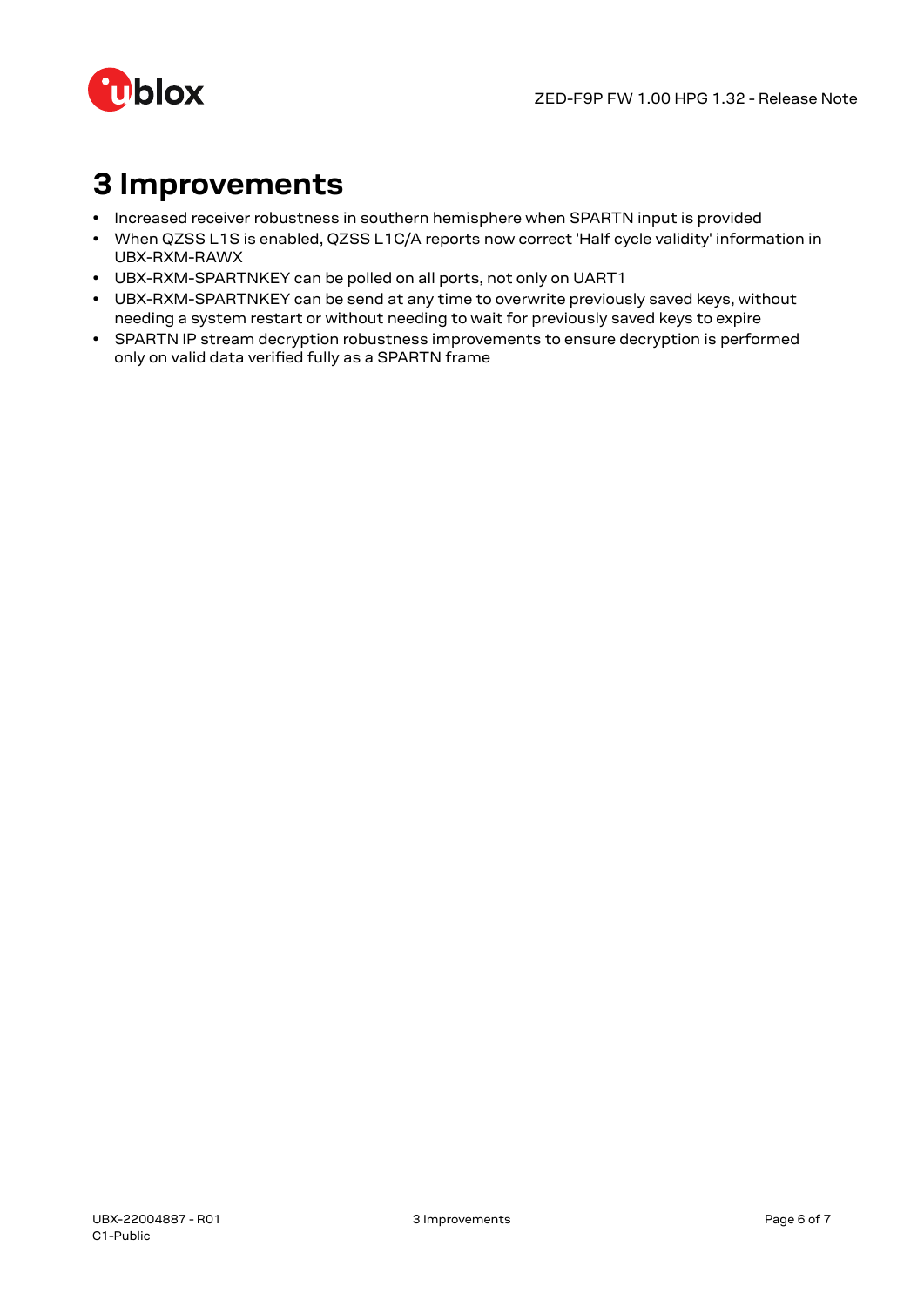# 3 Improvements

- Increased receiver robustness in southern hemisphere when SPARTN input is provided
- When QZSS L1S is enabled, QZSS L1C/A reports now correct 'Half cycle validity' information in UBX-RXM-RAWX
- UBX-RXM-SPARTNKEY can be polled on all ports, not only on UART1
- UBX-RXM-SPARTNKEY can be send at any time to overwrite previously saved keys, without needing a system restart or without needing to wait for previously saved keys to expire
- SPARTN IP stream decryption robustness improvements to ensure decryption is performed only on valid data verified fully as a SPARTN frame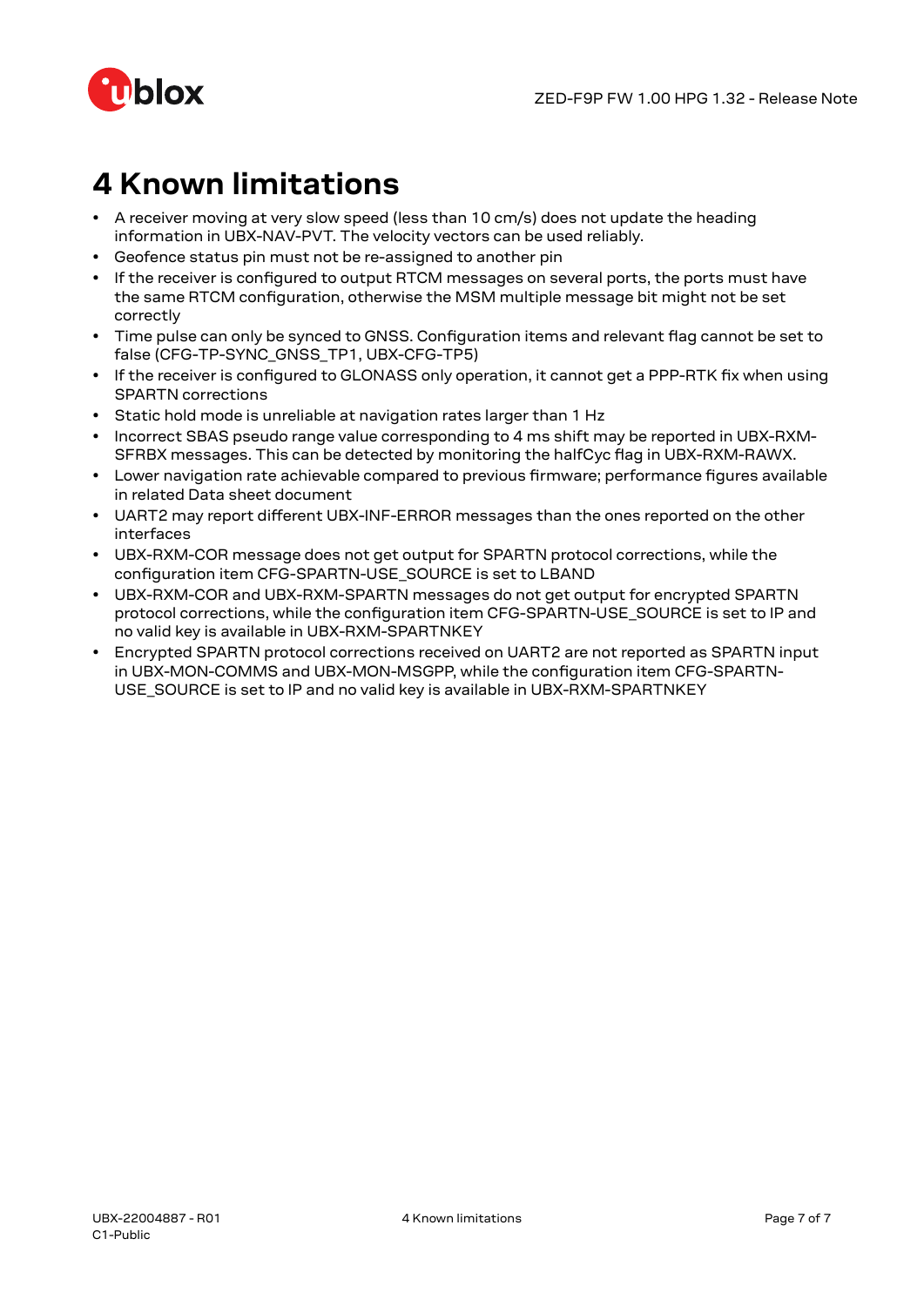# 4 Known limitations

- A receiver moving at very slow speed (less than 10 cm/s) does not update the heading information in UBX-NAV-PVT. The velocity vectors can be used reliably.
- Geofence status pin must not be re-assigned to another pin
- If the receiver is configured to output RTCM messages on several ports, the ports must have the same RTCM configuration, otherwise the MSM multiple message bit might not be set correctly
- Time pulse can only be synced to GNSS. Configuration items and relevant flag cannot be set to false (CFG-TP-SYNC_GNSS_TP1, UBX-CFG-TP5)
- If the receiver is configured to GLONASS only operation, it cannot get a PPP-RTK fix when using SPARTN corrections
- Static hold mode is unreliable at navigation rates larger than 1 Hz
- Incorrect SBAS pseudo range value corresponding to 4 ms shift may be reported in UBX-RXM-SFRBX messages. This can be detected by monitoring the halfCyc flag in UBX-RXM-RAWX.
- Lower navigation rate achievable compared to previous firmware; performance figures available in related Data sheet document
- UART2 may report different UBX-INF-ERROR messages than the ones reported on the other interfaces
- UBX-RXM-COR message does not get output for SPARTN protocol corrections, while the configuration item CFG-SPARTN-USE_SOURCE is set to LBAND
- UBX-RXM-COR and UBX-RXM-SPARTN messages do not get output for encrypted SPARTN protocol corrections, while the configuration item CFG-SPARTN-USE_SOURCE is set to IP and no valid key is available in UBX-RXM-SPARTNKEY
- Encrypted SPARTN protocol corrections received on UART2 are not reported as SPARTN input in UBX-MON-COMMS and UBX-MON-MSGPP, while the configuration item CFG-SPARTN-USE_SOURCE is set to IP and no valid key is available in UBX-RXM-SPARTNKEY